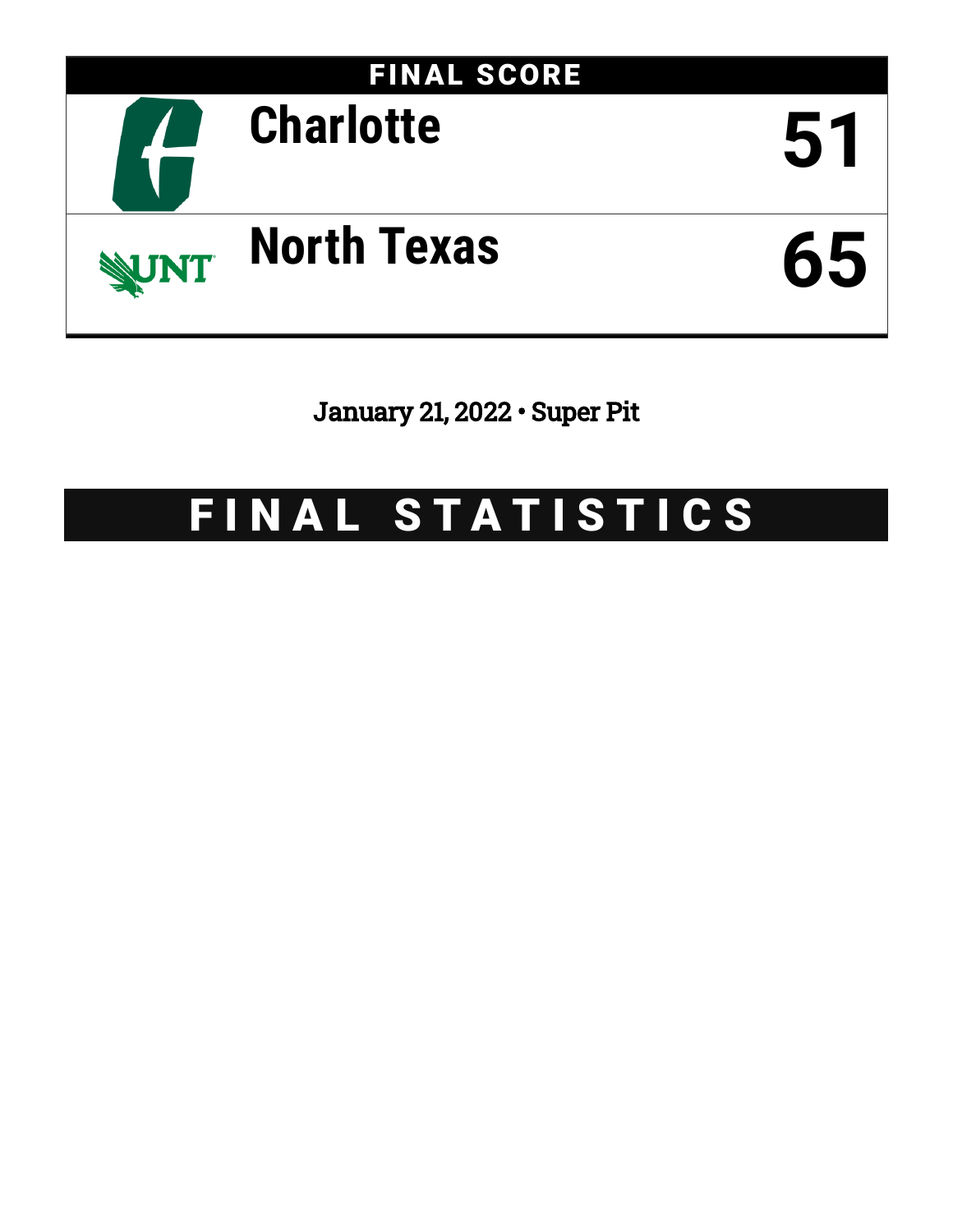# FINAL SCORE

| | |
|---|---|
| Charlotte | 51 |
| North Texas | 65 |

January 21, 2022 • Super Pit

# FINAL STATISTICS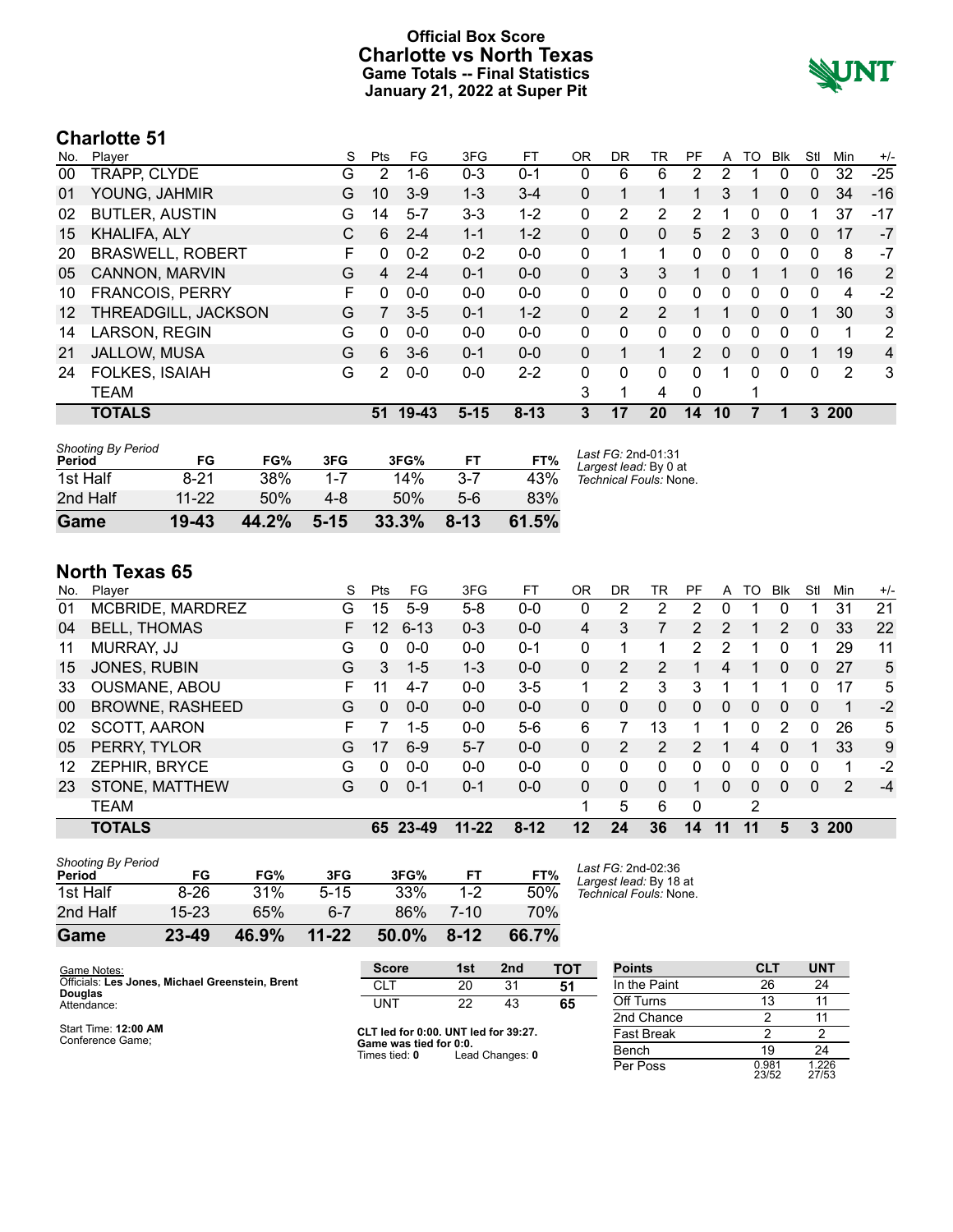# Official Box Score
# Charlotte vs North Texas
## Game Totals -- Final Statistics
## January 21, 2022 at Super Pit

## Charlotte 51

| No. | Player | S | Pts | FG | 3FG | FT | OR | DR | TR | PF | A | TO | Blk | Stl | Min | +/- |
|---|---|---|---|---|---|---|---|---|---|---|---|---|---|---|---|---|
| 00 | TRAPP, CLYDE | G | 2 | 1-6 | 0-3 | 0-1 | 0 | 6 | 6 | 2 | 2 | 1 | 0 | 0 | 32 | -25 |
| 01 | YOUNG, JAHMIR | G | 10 | 3-9 | 1-3 | 3-4 | 0 | 1 | 1 | 1 | 3 | 1 | 0 | 0 | 34 | -16 |
| 02 | BUTLER, AUSTIN | G | 14 | 5-7 | 3-3 | 1-2 | 0 | 2 | 2 | 2 | 1 | 0 | 0 | 1 | 37 | -17 |
| 15 | KHALIFA, ALY | C | 6 | 2-4 | 1-1 | 1-2 | 0 | 0 | 0 | 5 | 2 | 3 | 0 | 0 | 17 | -7 |
| 20 | BRASWELL, ROBERT | F | 0 | 0-2 | 0-2 | 0-0 | 0 | 1 | 1 | 0 | 0 | 0 | 0 | 0 | 8 | -7 |
| 05 | CANNON, MARVIN | G | 4 | 2-4 | 0-1 | 0-0 | 0 | 3 | 3 | 1 | 0 | 1 | 1 | 0 | 16 | 2 |
| 10 | FRANCOIS, PERRY | F | 0 | 0-0 | 0-0 | 0-0 | 0 | 0 | 0 | 0 | 0 | 0 | 0 | 0 | 4 | -2 |
| 12 | THREADGILL, JACKSON | G | 7 | 3-5 | 0-1 | 1-2 | 0 | 2 | 2 | 1 | 1 | 0 | 0 | 1 | 30 | 3 |
| 14 | LARSON, REGIN | G | 0 | 0-0 | 0-0 | 0-0 | 0 | 0 | 0 | 0 | 0 | 0 | 0 | 0 | 1 | 2 |
| 21 | JALLOW, MUSA | G | 6 | 3-6 | 0-1 | 0-0 | 0 | 1 | 1 | 2 | 0 | 0 | 0 | 1 | 19 | 4 |
| 24 | FOLKES, ISAIAH | G | 2 | 0-0 | 0-0 | 2-2 | 0 | 0 | 0 | 0 | 1 | 0 | 0 | 0 | 2 | 3 |
| | TEAM | | | | | | 3 | 1 | 4 | 0 | | 1 | | | | |
| | **TOTALS** | | **51** | **19-43** | **5-15** | **8-13** | **3** | **17** | **20** | **14** | **10** | **7** | **1** | **3** | **200** | |

| Shooting By Period Period | FG | FG% | 3FG | 3FG% | FT | FT% |
|---|---|---|---|---|---|---|
| 1st Half | 8-21 | 38% | 1-7 | 14% | 3-7 | 43% |
| 2nd Half | 11-22 | 50% | 4-8 | 50% | 5-6 | 83% |
| **Game** | **19-43** | **44.2%** | **5-15** | **33.3%** | **8-13** | **61.5%** |

*Last FG:* 2nd-01:31
*Largest lead:* By 0 at
*Technical Fouls:* None.

## North Texas 65

| No. | Player | S | Pts | FG | 3FG | FT | OR | DR | TR | PF | A | TO | Blk | Stl | Min | +/- |
|---|---|---|---|---|---|---|---|---|---|---|---|---|---|---|---|---|
| 01 | MCBRIDE, MARDREZ | G | 15 | 5-9 | 5-8 | 0-0 | 0 | 2 | 2 | 2 | 0 | 1 | 0 | 1 | 31 | 21 |
| 04 | BELL, THOMAS | F | 12 | 6-13 | 0-3 | 0-0 | 4 | 3 | 7 | 2 | 2 | 1 | 2 | 0 | 33 | 22 |
| 11 | MURRAY, JJ | G | 0 | 0-0 | 0-0 | 0-1 | 0 | 1 | 1 | 2 | 2 | 1 | 0 | 1 | 29 | 11 |
| 15 | JONES, RUBIN | G | 3 | 1-5 | 1-3 | 0-0 | 0 | 2 | 2 | 1 | 4 | 1 | 0 | 0 | 27 | 5 |
| 33 | OUSMANE, ABOU | F | 11 | 4-7 | 0-0 | 3-5 | 1 | 2 | 3 | 3 | 1 | 1 | 1 | 0 | 17 | 5 |
| 00 | BROWNE, RASHEED | G | 0 | 0-0 | 0-0 | 0-0 | 0 | 0 | 0 | 0 | 0 | 0 | 0 | 0 | 1 | -2 |
| 02 | SCOTT, AARON | F | 7 | 1-5 | 0-0 | 5-6 | 6 | 7 | 13 | 1 | 1 | 0 | 2 | 0 | 26 | 5 |
| 05 | PERRY, TYLOR | G | 17 | 6-9 | 5-7 | 0-0 | 0 | 2 | 2 | 2 | 1 | 4 | 0 | 1 | 33 | 9 |
| 12 | ZEPHIR, BRYCE | G | 0 | 0-0 | 0-0 | 0-0 | 0 | 0 | 0 | 0 | 0 | 0 | 0 | 0 | 1 | -2 |
| 23 | STONE, MATTHEW | G | 0 | 0-1 | 0-1 | 0-0 | 0 | 0 | 0 | 1 | 0 | 0 | 0 | 0 | 2 | -4 |
| | TEAM | | | | | | 1 | 5 | 6 | 0 | | 2 | | | | |
| | **TOTALS** | | **65** | **23-49** | **11-22** | **8-12** | **12** | **24** | **36** | **14** | **11** | **11** | **5** | **3** | **200** | |

| Shooting By Period Period | FG | FG% | 3FG | 3FG% | FT | FT% |
|---|---|---|---|---|---|---|
| 1st Half | 8-26 | 31% | 5-15 | 33% | 1-2 | 50% |
| 2nd Half | 15-23 | 65% | 6-7 | 86% | 7-10 | 70% |
| **Game** | **23-49** | **46.9%** | **11-22** | **50.0%** | **8-12** | **66.7%** |

*Last FG:* 2nd-02:36
*Largest lead:* By 18 at
*Technical Fouls:* None.

Game Notes:
Officials: **Les Jones, Michael Greenstein, Brent Douglas**
Attendance:

Start Time: **12:00 AM**
Conference Game;

| Score | 1st | 2nd | TOT |
|---|---|---|---|
| CLT | 20 | 31 | **51** |
| UNT | 22 | 43 | **65** |

**CLT led for 0:00. UNT led for 39:27.**
**Game was tied for 0:0.**
Times tied: **0** Lead Changes: **0**

| Points | CLT | UNT |
|---|---|---|
| In the Paint | 26 | 24 |
| Off Turns | 13 | 11 |
| 2nd Chance | 2 | 11 |
| Fast Break | 2 | 2 |
| Bench | 19 | 24 |
| Per Poss | 0.981 23/52 | 1.226 27/53 |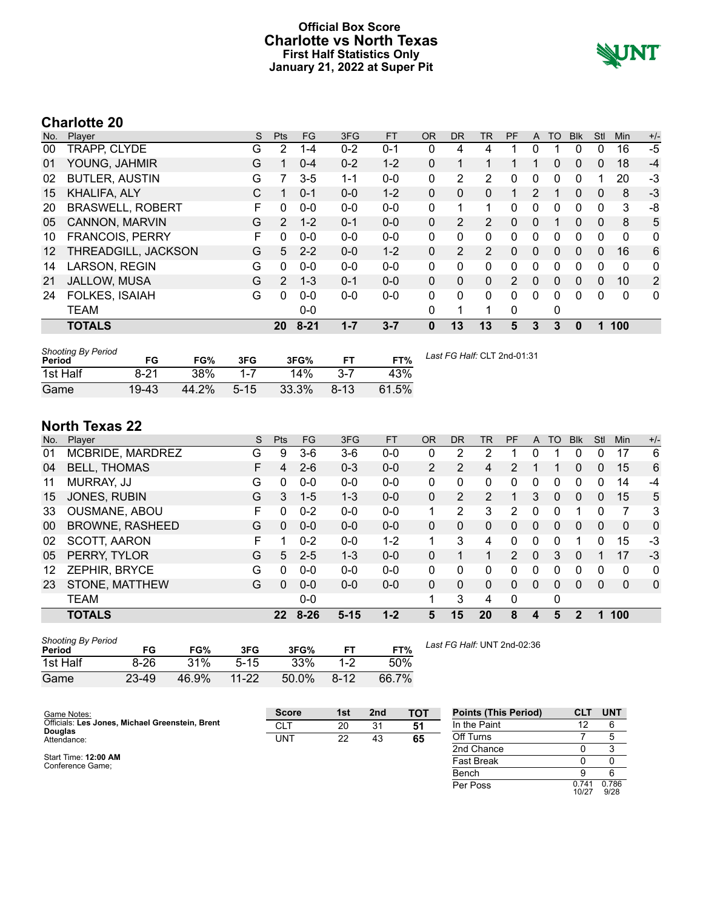# Official Box Score
## Charlotte vs North Texas
### First Half Statistics Only
### January 21, 2022 at Super Pit

## Charlotte 20

| No. | Player | S | Pts | FG | 3FG | FT | OR | DR | TR | PF | A | TO | Blk | Stl | Min | +/- |
|---|---|---|---|---|---|---|---|---|---|---|---|---|---|---|---|---|
| 00 | TRAPP, CLYDE | G | 2 | 1-4 | 0-2 | 0-1 | 0 | 4 | 4 | 1 | 0 | 1 | 0 | 0 | 16 | -5 |
| 01 | YOUNG, JAHMIR | G | 1 | 0-4 | 0-2 | 1-2 | 0 | 1 | 1 | 1 | 1 | 0 | 0 | 0 | 18 | -4 |
| 02 | BUTLER, AUSTIN | G | 7 | 3-5 | 1-1 | 0-0 | 0 | 2 | 2 | 0 | 0 | 0 | 0 | 1 | 20 | -3 |
| 15 | KHALIFA, ALY | C | 1 | 0-1 | 0-0 | 1-2 | 0 | 0 | 0 | 1 | 2 | 1 | 0 | 0 | 8 | -3 |
| 20 | BRASWELL, ROBERT | F | 0 | 0-0 | 0-0 | 0-0 | 0 | 1 | 1 | 0 | 0 | 0 | 0 | 0 | 3 | -8 |
| 05 | CANNON, MARVIN | G | 2 | 1-2 | 0-1 | 0-0 | 0 | 2 | 2 | 0 | 0 | 1 | 0 | 0 | 8 | 5 |
| 10 | FRANCOIS, PERRY | F | 0 | 0-0 | 0-0 | 0-0 | 0 | 0 | 0 | 0 | 0 | 0 | 0 | 0 | 0 | 0 |
| 12 | THREADGILL, JACKSON | G | 5 | 2-2 | 0-0 | 1-2 | 0 | 2 | 2 | 0 | 0 | 0 | 0 | 0 | 16 | 6 |
| 14 | LARSON, REGIN | G | 0 | 0-0 | 0-0 | 0-0 | 0 | 0 | 0 | 0 | 0 | 0 | 0 | 0 | 0 | 0 |
| 21 | JALLOW, MUSA | G | 2 | 1-3 | 0-1 | 0-0 | 0 | 0 | 0 | 2 | 0 | 0 | 0 | 0 | 10 | 2 |
| 24 | FOLKES, ISAIAH | G | 0 | 0-0 | 0-0 | 0-0 | 0 | 0 | 0 | 0 | 0 | 0 | 0 | 0 | 0 | 0 |
| | TEAM | | | 0-0 | | | 0 | 1 | 1 | 0 | | 0 | | | | |
| | **TOTALS** | | **20** | **8-21** | **1-7** | **3-7** | **0** | **13** | **13** | **5** | **3** | **3** | **0** | **1** | **100** | |

| Shooting By Period Period | FG | FG% | 3FG | 3FG% | FT | FT% |
|---|---|---|---|---|---|---|
| 1st Half | 8-21 | 38% | 1-7 | 14% | 3-7 | 43% |
| Game | 19-43 | 44.2% | 5-15 | 33.3% | 8-13 | 61.5% |

*Last FG Half:* CLT 2nd-01:31

## North Texas 22

| No. | Player | S | Pts | FG | 3FG | FT | OR | DR | TR | PF | A | TO | Blk | Stl | Min | +/- |
|---|---|---|---|---|---|---|---|---|---|---|---|---|---|---|---|---|
| 01 | MCBRIDE, MARDREZ | G | 9 | 3-6 | 3-6 | 0-0 | 0 | 2 | 2 | 1 | 0 | 1 | 0 | 0 | 17 | 6 |
| 04 | BELL, THOMAS | F | 4 | 2-6 | 0-3 | 0-0 | 2 | 2 | 4 | 2 | 1 | 1 | 0 | 0 | 15 | 6 |
| 11 | MURRAY, JJ | G | 0 | 0-0 | 0-0 | 0-0 | 0 | 0 | 0 | 0 | 0 | 0 | 0 | 0 | 14 | -4 |
| 15 | JONES, RUBIN | G | 3 | 1-5 | 1-3 | 0-0 | 0 | 2 | 2 | 1 | 3 | 0 | 0 | 0 | 15 | 5 |
| 33 | OUSMANE, ABOU | F | 0 | 0-2 | 0-0 | 0-0 | 1 | 2 | 3 | 2 | 0 | 0 | 1 | 0 | 7 | 3 |
| 00 | BROWNE, RASHEED | G | 0 | 0-0 | 0-0 | 0-0 | 0 | 0 | 0 | 0 | 0 | 0 | 0 | 0 | 0 | 0 |
| 02 | SCOTT, AARON | F | 1 | 0-2 | 0-0 | 1-2 | 1 | 3 | 4 | 0 | 0 | 0 | 1 | 0 | 15 | -3 |
| 05 | PERRY, TYLOR | G | 5 | 2-5 | 1-3 | 0-0 | 0 | 1 | 1 | 2 | 0 | 3 | 0 | 1 | 17 | -3 |
| 12 | ZEPHIR, BRYCE | G | 0 | 0-0 | 0-0 | 0-0 | 0 | 0 | 0 | 0 | 0 | 0 | 0 | 0 | 0 | 0 |
| 23 | STONE, MATTHEW | G | 0 | 0-0 | 0-0 | 0-0 | 0 | 0 | 0 | 0 | 0 | 0 | 0 | 0 | 0 | 0 |
| | TEAM | | | 0-0 | | | 1 | 3 | 4 | 0 | | 0 | | | | |
| | **TOTALS** | | **22** | **8-26** | **5-15** | **1-2** | **5** | **15** | **20** | **8** | **4** | **5** | **2** | **1** | **100** | |

| Shooting By Period Period | FG | FG% | 3FG | 3FG% | FT | FT% |
|---|---|---|---|---|---|---|
| 1st Half | 8-26 | 31% | 5-15 | 33% | 1-2 | 50% |
| Game | 23-49 | 46.9% | 11-22 | 50.0% | 8-12 | 66.7% |

*Last FG Half:* UNT 2nd-02:36

Game Notes:
Officials: **Les Jones, Michael Greenstein, Brent Douglas**
Attendance:

Start Time: **12:00 AM**
Conference Game;

| Score | 1st | 2nd | TOT |
|---|---|---|---|
| CLT | 20 | 31 | **51** |
| UNT | 22 | 43 | **65** |

| Points (This Period) | CLT | UNT |
|---|---|---|
| In the Paint | 12 | 6 |
| Off Turns | 7 | 5 |
| 2nd Chance | 0 | 3 |
| Fast Break | 0 | 0 |
| Bench | 9 | 6 |
| Per Poss | 0.741 10/27 | 0.786 9/28 |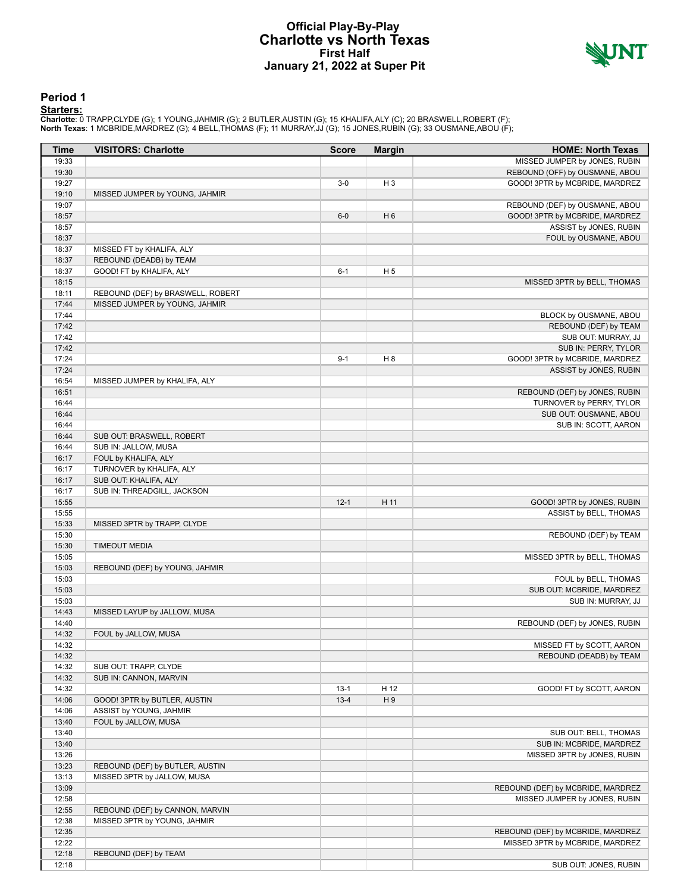# Official Play-By-Play
## Charlotte vs North Texas
### First Half
### January 21, 2022 at Super Pit

## Period 1

**Starters:**

**Charlotte**: 0 TRAPP,CLYDE (G); 1 YOUNG,JAHMIR (G); 2 BUTLER,AUSTIN (G); 15 KHALIFA,ALY (C); 20 BRASWELL,ROBERT (F);
**North Texas**: 1 MCBRIDE,MARDREZ (G); 4 BELL,THOMAS (F); 11 MURRAY,JJ (G); 15 JONES,RUBIN (G); 33 OUSMANE,ABOU (F);

| Time | VISITORS: Charlotte | Score | Margin | HOME: North Texas |
|---|---|---|---|---|
| 19:33 | | | | MISSED JUMPER by JONES, RUBIN |
| 19:30 | | | | REBOUND (OFF) by OUSMANE, ABOU |
| 19:27 | | 3-0 | H 3 | GOOD! 3PTR by MCBRIDE, MARDREZ |
| 19:10 | MISSED JUMPER by YOUNG, JAHMIR | | | |
| 19:07 | | | | REBOUND (DEF) by OUSMANE, ABOU |
| 18:57 | | 6-0 | H 6 | GOOD! 3PTR by MCBRIDE, MARDREZ |
| 18:57 | | | | ASSIST by JONES, RUBIN |
| 18:37 | | | | FOUL by OUSMANE, ABOU |
| 18:37 | MISSED FT by KHALIFA, ALY | | | |
| 18:37 | REBOUND (DEADB) by TEAM | | | |
| 18:37 | GOOD! FT by KHALIFA, ALY | 6-1 | H 5 | |
| 18:15 | | | | MISSED 3PTR by BELL, THOMAS |
| 18:11 | REBOUND (DEF) by BRASWELL, ROBERT | | | |
| 17:44 | MISSED JUMPER by YOUNG, JAHMIR | | | |
| 17:44 | | | | BLOCK by OUSMANE, ABOU |
| 17:42 | | | | REBOUND (DEF) by TEAM |
| 17:42 | | | | SUB OUT: MURRAY, JJ |
| 17:42 | | | | SUB IN: PERRY, TYLOR |
| 17:24 | | 9-1 | H 8 | GOOD! 3PTR by MCBRIDE, MARDREZ |
| 17:24 | | | | ASSIST by JONES, RUBIN |
| 16:54 | MISSED JUMPER by KHALIFA, ALY | | | |
| 16:51 | | | | REBOUND (DEF) by JONES, RUBIN |
| 16:44 | | | | TURNOVER by PERRY, TYLOR |
| 16:44 | | | | SUB OUT: OUSMANE, ABOU |
| 16:44 | | | | SUB IN: SCOTT, AARON |
| 16:44 | SUB OUT: BRASWELL, ROBERT | | | |
| 16:44 | SUB IN: JALLOW, MUSA | | | |
| 16:17 | FOUL by KHALIFA, ALY | | | |
| 16:17 | TURNOVER by KHALIFA, ALY | | | |
| 16:17 | SUB OUT: KHALIFA, ALY | | | |
| 16:17 | SUB IN: THREADGILL, JACKSON | | | |
| 15:55 | | 12-1 | H 11 | GOOD! 3PTR by JONES, RUBIN |
| 15:55 | | | | ASSIST by BELL, THOMAS |
| 15:33 | MISSED 3PTR by TRAPP, CLYDE | | | |
| 15:30 | | | | REBOUND (DEF) by TEAM |
| 15:30 | TIMEOUT MEDIA | | | |
| 15:05 | | | | MISSED 3PTR by BELL, THOMAS |
| 15:03 | REBOUND (DEF) by YOUNG, JAHMIR | | | |
| 15:03 | | | | FOUL by BELL, THOMAS |
| 15:03 | | | | SUB OUT: MCBRIDE, MARDREZ |
| 15:03 | | | | SUB IN: MURRAY, JJ |
| 14:43 | MISSED LAYUP by JALLOW, MUSA | | | |
| 14:40 | | | | REBOUND (DEF) by JONES, RUBIN |
| 14:32 | FOUL by JALLOW, MUSA | | | |
| 14:32 | | | | MISSED FT by SCOTT, AARON |
| 14:32 | | | | REBOUND (DEADB) by TEAM |
| 14:32 | SUB OUT: TRAPP, CLYDE | | | |
| 14:32 | SUB IN: CANNON, MARVIN | | | |
| 14:32 | | 13-1 | H 12 | GOOD! FT by SCOTT, AARON |
| 14:06 | GOOD! 3PTR by BUTLER, AUSTIN | 13-4 | H 9 | |
| 14:06 | ASSIST by YOUNG, JAHMIR | | | |
| 13:40 | FOUL by JALLOW, MUSA | | | |
| 13:40 | | | | SUB OUT: BELL, THOMAS |
| 13:40 | | | | SUB IN: MCBRIDE, MARDREZ |
| 13:26 | | | | MISSED 3PTR by JONES, RUBIN |
| 13:23 | REBOUND (DEF) by BUTLER, AUSTIN | | | |
| 13:13 | MISSED 3PTR by JALLOW, MUSA | | | |
| 13:09 | | | | REBOUND (DEF) by MCBRIDE, MARDREZ |
| 12:58 | | | | MISSED JUMPER by JONES, RUBIN |
| 12:55 | REBOUND (DEF) by CANNON, MARVIN | | | |
| 12:38 | MISSED 3PTR by YOUNG, JAHMIR | | | |
| 12:35 | | | | REBOUND (DEF) by MCBRIDE, MARDREZ |
| 12:22 | | | | MISSED 3PTR by MCBRIDE, MARDREZ |
| 12:18 | REBOUND (DEF) by TEAM | | | |
| 12:18 | | | | SUB OUT: JONES, RUBIN |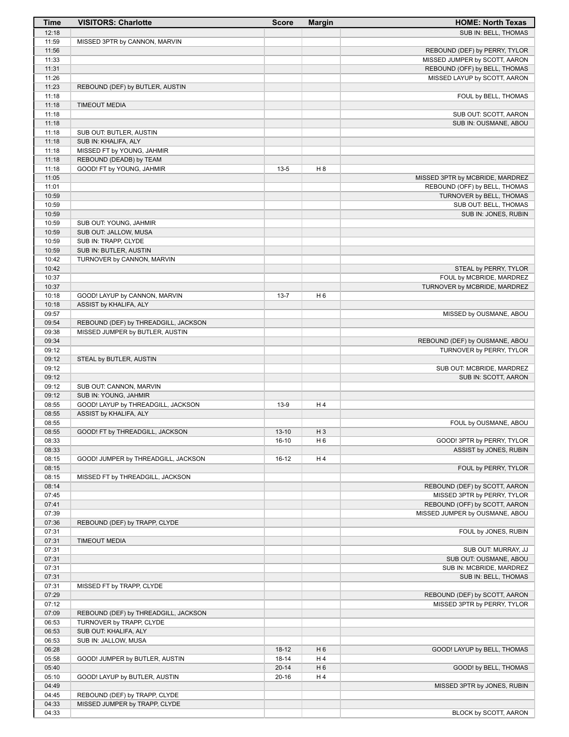| Time | VISITORS: Charlotte | Score | Margin | HOME: North Texas |
|---|---|---|---|---|
| 12:18 | | | | SUB IN: BELL, THOMAS |
| 11:59 | MISSED 3PTR by CANNON, MARVIN | | | |
| 11:56 | | | | REBOUND (DEF) by PERRY, TYLOR |
| 11:33 | | | | MISSED JUMPER by SCOTT, AARON |
| 11:31 | | | | REBOUND (OFF) by BELL, THOMAS |
| 11:26 | | | | MISSED LAYUP by SCOTT, AARON |
| 11:23 | REBOUND (DEF) by BUTLER, AUSTIN | | | |
| 11:18 | | | | FOUL by BELL, THOMAS |
| 11:18 | TIMEOUT MEDIA | | | |
| 11:18 | | | | SUB OUT: SCOTT, AARON |
| 11:18 | | | | SUB IN: OUSMANE, ABOU |
| 11:18 | SUB OUT: BUTLER, AUSTIN | | | |
| 11:18 | SUB IN: KHALIFA, ALY | | | |
| 11:18 | MISSED FT by YOUNG, JAHMIR | | | |
| 11:18 | REBOUND (DEADB) by TEAM | | | |
| 11:18 | GOOD! FT by YOUNG, JAHMIR | 13-5 | H 8 | |
| 11:05 | | | | MISSED 3PTR by MCBRIDE, MARDREZ |
| 11:01 | | | | REBOUND (OFF) by BELL, THOMAS |
| 10:59 | | | | TURNOVER by BELL, THOMAS |
| 10:59 | | | | SUB OUT: BELL, THOMAS |
| 10:59 | | | | SUB IN: JONES, RUBIN |
| 10:59 | SUB OUT: YOUNG, JAHMIR | | | |
| 10:59 | SUB OUT: JALLOW, MUSA | | | |
| 10:59 | SUB IN: TRAPP, CLYDE | | | |
| 10:59 | SUB IN: BUTLER, AUSTIN | | | |
| 10:42 | TURNOVER by CANNON, MARVIN | | | |
| 10:42 | | | | STEAL by PERRY, TYLOR |
| 10:37 | | | | FOUL by MCBRIDE, MARDREZ |
| 10:37 | | | | TURNOVER by MCBRIDE, MARDREZ |
| 10:18 | GOOD! LAYUP by CANNON, MARVIN | 13-7 | H 6 | |
| 10:18 | ASSIST by KHALIFA, ALY | | | |
| 09:57 | | | | MISSED by OUSMANE, ABOU |
| 09:54 | REBOUND (DEF) by THREADGILL, JACKSON | | | |
| 09:38 | MISSED JUMPER by BUTLER, AUSTIN | | | |
| 09:34 | | | | REBOUND (DEF) by OUSMANE, ABOU |
| 09:12 | | | | TURNOVER by PERRY, TYLOR |
| 09:12 | STEAL by BUTLER, AUSTIN | | | |
| 09:12 | | | | SUB OUT: MCBRIDE, MARDREZ |
| 09:12 | | | | SUB IN: SCOTT, AARON |
| 09:12 | SUB OUT: CANNON, MARVIN | | | |
| 09:12 | SUB IN: YOUNG, JAHMIR | | | |
| 08:55 | GOOD! LAYUP by THREADGILL, JACKSON | 13-9 | H 4 | |
| 08:55 | ASSIST by KHALIFA, ALY | | | |
| 08:55 | | | | FOUL by OUSMANE, ABOU |
| 08:55 | GOOD! FT by THREADGILL, JACKSON | 13-10 | H 3 | |
| 08:33 | | 16-10 | H 6 | GOOD! 3PTR by PERRY, TYLOR |
| 08:33 | | | | ASSIST by JONES, RUBIN |
| 08:15 | GOOD! JUMPER by THREADGILL, JACKSON | 16-12 | H 4 | |
| 08:15 | | | | FOUL by PERRY, TYLOR |
| 08:15 | MISSED FT by THREADGILL, JACKSON | | | |
| 08:14 | | | | REBOUND (DEF) by SCOTT, AARON |
| 07:45 | | | | MISSED 3PTR by PERRY, TYLOR |
| 07:41 | | | | REBOUND (OFF) by SCOTT, AARON |
| 07:39 | | | | MISSED JUMPER by OUSMANE, ABOU |
| 07:36 | REBOUND (DEF) by TRAPP, CLYDE | | | |
| 07:31 | | | | FOUL by JONES, RUBIN |
| 07:31 | TIMEOUT MEDIA | | | |
| 07:31 | | | | SUB OUT: MURRAY, JJ |
| 07:31 | | | | SUB OUT: OUSMANE, ABOU |
| 07:31 | | | | SUB IN: MCBRIDE, MARDREZ |
| 07:31 | | | | SUB IN: BELL, THOMAS |
| 07:31 | MISSED FT by TRAPP, CLYDE | | | |
| 07:29 | | | | REBOUND (DEF) by SCOTT, AARON |
| 07:12 | | | | MISSED 3PTR by PERRY, TYLOR |
| 07:09 | REBOUND (DEF) by THREADGILL, JACKSON | | | |
| 06:53 | TURNOVER by TRAPP, CLYDE | | | |
| 06:53 | SUB OUT: KHALIFA, ALY | | | |
| 06:53 | SUB IN: JALLOW, MUSA | | | |
| 06:28 | | 18-12 | H 6 | GOOD! LAYUP by BELL, THOMAS |
| 05:58 | GOOD! JUMPER by BUTLER, AUSTIN | 18-14 | H 4 | |
| 05:40 | | 20-14 | H 6 | GOOD! by BELL, THOMAS |
| 05:10 | GOOD! LAYUP by BUTLER, AUSTIN | 20-16 | H 4 | |
| 04:49 | | | | MISSED 3PTR by JONES, RUBIN |
| 04:45 | REBOUND (DEF) by TRAPP, CLYDE | | | |
| 04:33 | MISSED JUMPER by TRAPP, CLYDE | | | |
| 04:33 | | | | BLOCK by SCOTT, AARON |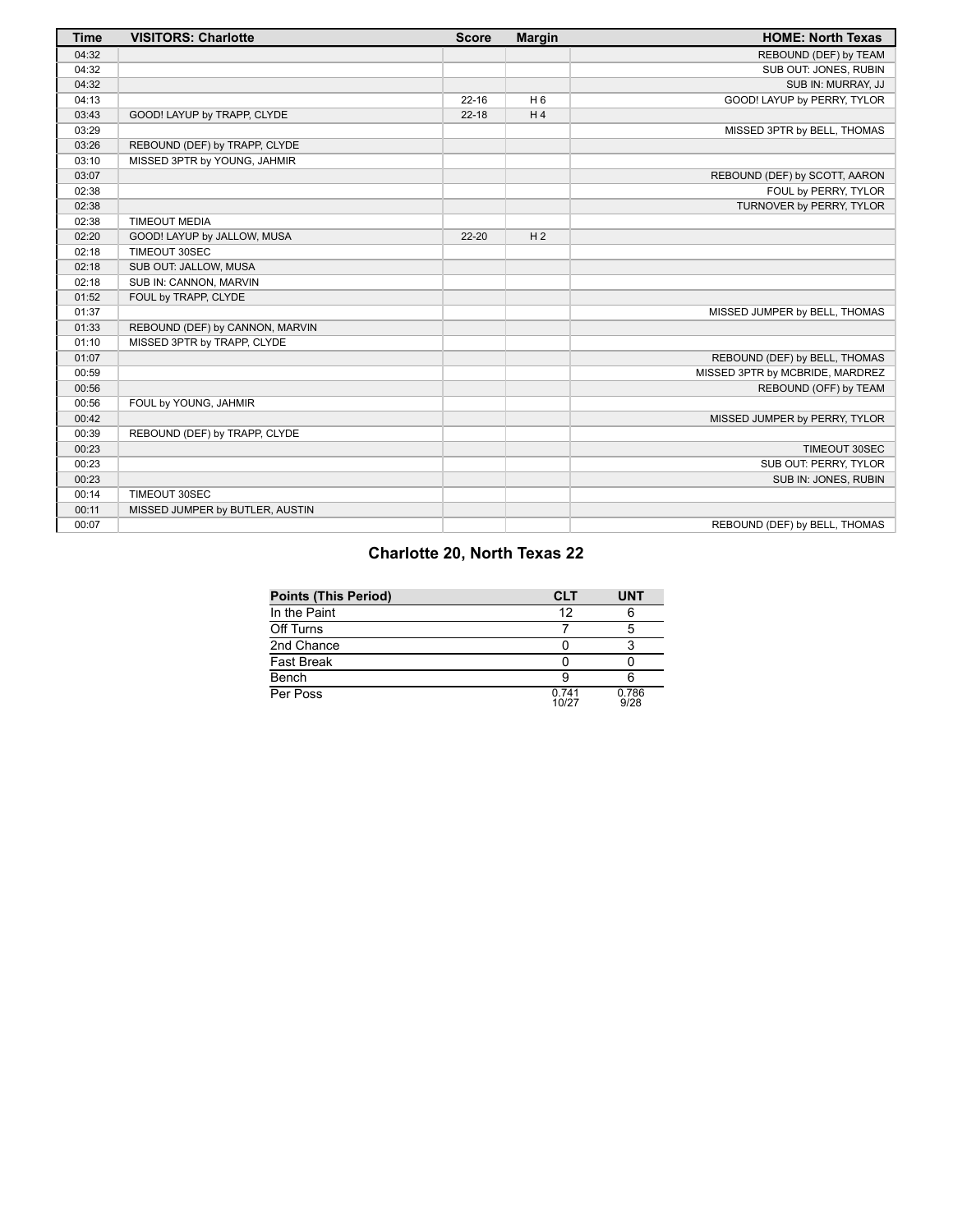| Time | VISITORS: Charlotte | Score | Margin | HOME: North Texas |
|---|---|---|---|---|
| 04:32 | | | | REBOUND (DEF) by TEAM |
| 04:32 | | | | SUB OUT: JONES, RUBIN |
| 04:32 | | | | SUB IN: MURRAY, JJ |
| 04:13 | | 22-16 | H 6 | GOOD! LAYUP by PERRY, TYLOR |
| 03:43 | GOOD! LAYUP by TRAPP, CLYDE | 22-18 | H 4 | |
| 03:29 | | | | MISSED 3PTR by BELL, THOMAS |
| 03:26 | REBOUND (DEF) by TRAPP, CLYDE | | | |
| 03:10 | MISSED 3PTR by YOUNG, JAHMIR | | | |
| 03:07 | | | | REBOUND (DEF) by SCOTT, AARON |
| 02:38 | | | | FOUL by PERRY, TYLOR |
| 02:38 | | | | TURNOVER by PERRY, TYLOR |
| 02:38 | TIMEOUT MEDIA | | | |
| 02:20 | GOOD! LAYUP by JALLOW, MUSA | 22-20 | H 2 | |
| 02:18 | TIMEOUT 30SEC | | | |
| 02:18 | SUB OUT: JALLOW, MUSA | | | |
| 02:18 | SUB IN: CANNON, MARVIN | | | |
| 01:52 | FOUL by TRAPP, CLYDE | | | |
| 01:37 | | | | MISSED JUMPER by BELL, THOMAS |
| 01:33 | REBOUND (DEF) by CANNON, MARVIN | | | |
| 01:10 | MISSED 3PTR by TRAPP, CLYDE | | | |
| 01:07 | | | | REBOUND (DEF) by BELL, THOMAS |
| 00:59 | | | | MISSED 3PTR by MCBRIDE, MARDREZ |
| 00:56 | | | | REBOUND (OFF) by TEAM |
| 00:56 | FOUL by YOUNG, JAHMIR | | | |
| 00:42 | | | | MISSED JUMPER by PERRY, TYLOR |
| 00:39 | REBOUND (DEF) by TRAPP, CLYDE | | | |
| 00:23 | | | | TIMEOUT 30SEC |
| 00:23 | | | | SUB OUT: PERRY, TYLOR |
| 00:23 | | | | SUB IN: JONES, RUBIN |
| 00:14 | TIMEOUT 30SEC | | | |
| 00:11 | MISSED JUMPER by BUTLER, AUSTIN | | | |
| 00:07 | | | | REBOUND (DEF) by BELL, THOMAS |

## Charlotte 20, North Texas 22

| Points (This Period) | CLT | UNT |
|---|---|---|
| In the Paint | 12 | 6 |
| Off Turns | 7 | 5 |
| 2nd Chance | 0 | 3 |
| Fast Break | 0 | 0 |
| Bench | 9 | 6 |
| Per Poss | 0.741 10/27 | 0.786 9/28 |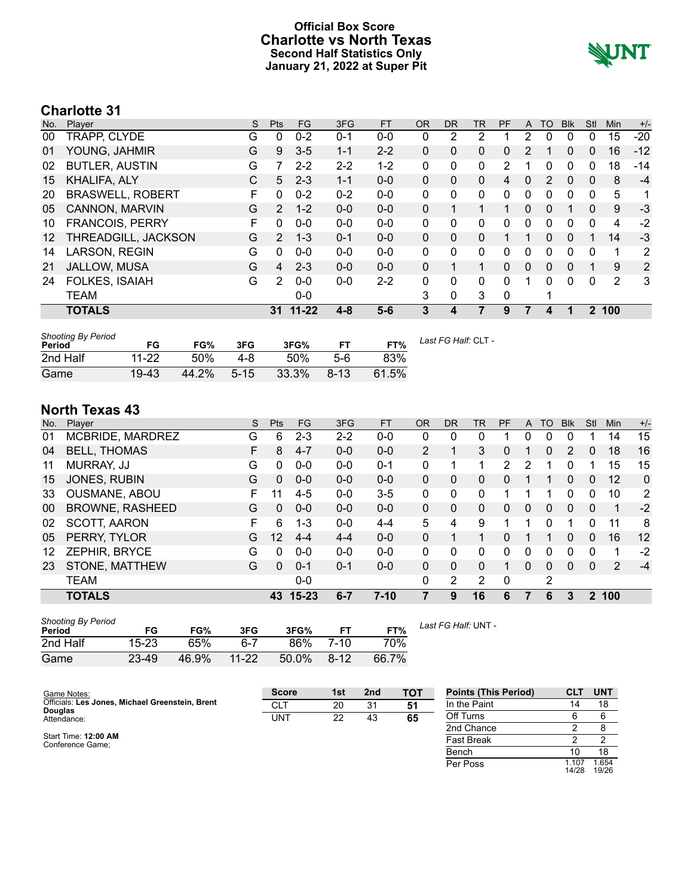# Official Box Score
# Charlotte vs North Texas
### Second Half Statistics Only
### January 21, 2022 at Super Pit

## Charlotte 31

| No. | Player | S | Pts | FG | 3FG | FT | OR | DR | TR | PF | A | TO | Blk | Stl | Min | +/- |
|---|---|---|---|---|---|---|---|---|---|---|---|---|---|---|---|---|
| 00 | TRAPP, CLYDE | G | 0 | 0-2 | 0-1 | 0-0 | 0 | 2 | 2 | 1 | 2 | 0 | 0 | 0 | 15 | -20 |
| 01 | YOUNG, JAHMIR | G | 9 | 3-5 | 1-1 | 2-2 | 0 | 0 | 0 | 0 | 2 | 1 | 0 | 0 | 16 | -12 |
| 02 | BUTLER, AUSTIN | G | 7 | 2-2 | 2-2 | 1-2 | 0 | 0 | 0 | 2 | 1 | 0 | 0 | 0 | 18 | -14 |
| 15 | KHALIFA, ALY | C | 5 | 2-3 | 1-1 | 0-0 | 0 | 0 | 0 | 4 | 0 | 2 | 0 | 0 | 8 | -4 |
| 20 | BRASWELL, ROBERT | F | 0 | 0-2 | 0-2 | 0-0 | 0 | 0 | 0 | 0 | 0 | 0 | 0 | 0 | 5 | 1 |
| 05 | CANNON, MARVIN | G | 2 | 1-2 | 0-0 | 0-0 | 0 | 1 | 1 | 1 | 0 | 0 | 1 | 0 | 9 | -3 |
| 10 | FRANCOIS, PERRY | F | 0 | 0-0 | 0-0 | 0-0 | 0 | 0 | 0 | 0 | 0 | 0 | 0 | 0 | 4 | -2 |
| 12 | THREADGILL, JACKSON | G | 2 | 1-3 | 0-1 | 0-0 | 0 | 0 | 0 | 1 | 1 | 0 | 0 | 1 | 14 | -3 |
| 14 | LARSON, REGIN | G | 0 | 0-0 | 0-0 | 0-0 | 0 | 0 | 0 | 0 | 0 | 0 | 0 | 0 | 1 | 2 |
| 21 | JALLOW, MUSA | G | 4 | 2-3 | 0-0 | 0-0 | 0 | 1 | 1 | 0 | 0 | 0 | 0 | 1 | 9 | 2 |
| 24 | FOLKES, ISAIAH | G | 2 | 0-0 | 0-0 | 2-2 | 0 | 0 | 0 | 0 | 1 | 0 | 0 | 0 | 2 | 3 |
| | TEAM | | | 0-0 | | | 3 | 0 | 3 | 0 | | 1 | | | | |
| | **TOTALS** | | **31** | **11-22** | **4-8** | **5-6** | **3** | **4** | **7** | **9** | **7** | **4** | **1** | **2** | **100** | |

| Shooting By Period Period | FG | FG% | 3FG | 3FG% | FT | FT% |
|---|---|---|---|---|---|---|
| 2nd Half | 11-22 | 50% | 4-8 | 50% | 5-6 | 83% |
| Game | 19-43 | 44.2% | 5-15 | 33.3% | 8-13 | 61.5% |

*Last FG Half:* CLT -

## North Texas 43

| No. | Player | S | Pts | FG | 3FG | FT | OR | DR | TR | PF | A | TO | Blk | Stl | Min | +/- |
|---|---|---|---|---|---|---|---|---|---|---|---|---|---|---|---|---|
| 01 | MCBRIDE, MARDREZ | G | 6 | 2-3 | 2-2 | 0-0 | 0 | 0 | 0 | 1 | 0 | 0 | 0 | 1 | 14 | 15 |
| 04 | BELL, THOMAS | F | 8 | 4-7 | 0-0 | 0-0 | 2 | 1 | 3 | 0 | 1 | 0 | 2 | 0 | 18 | 16 |
| 11 | MURRAY, JJ | G | 0 | 0-0 | 0-0 | 0-1 | 0 | 1 | 1 | 2 | 2 | 1 | 0 | 1 | 15 | 15 |
| 15 | JONES, RUBIN | G | 0 | 0-0 | 0-0 | 0-0 | 0 | 0 | 0 | 0 | 1 | 1 | 0 | 0 | 12 | 0 |
| 33 | OUSMANE, ABOU | F | 11 | 4-5 | 0-0 | 3-5 | 0 | 0 | 0 | 1 | 1 | 1 | 0 | 0 | 10 | 2 |
| 00 | BROWNE, RASHEED | G | 0 | 0-0 | 0-0 | 0-0 | 0 | 0 | 0 | 0 | 0 | 0 | 0 | 0 | 1 | -2 |
| 02 | SCOTT, AARON | F | 6 | 1-3 | 0-0 | 4-4 | 5 | 4 | 9 | 1 | 1 | 0 | 1 | 0 | 11 | 8 |
| 05 | PERRY, TYLOR | G | 12 | 4-4 | 4-4 | 0-0 | 0 | 1 | 1 | 0 | 1 | 1 | 0 | 0 | 16 | 12 |
| 12 | ZEPHIR, BRYCE | G | 0 | 0-0 | 0-0 | 0-0 | 0 | 0 | 0 | 0 | 0 | 0 | 0 | 0 | 1 | -2 |
| 23 | STONE, MATTHEW | G | 0 | 0-1 | 0-1 | 0-0 | 0 | 0 | 0 | 1 | 0 | 0 | 0 | 0 | 2 | -4 |
| | TEAM | | | 0-0 | | | 0 | 2 | 2 | 0 | | 2 | | | | |
| | **TOTALS** | | **43** | **15-23** | **6-7** | **7-10** | **7** | **9** | **16** | **6** | **7** | **6** | **3** | **2** | **100** | |

| Shooting By Period Period | FG | FG% | 3FG | 3FG% | FT | FT% |
|---|---|---|---|---|---|---|
| 2nd Half | 15-23 | 65% | 6-7 | 86% | 7-10 | 70% |
| Game | 23-49 | 46.9% | 11-22 | 50.0% | 8-12 | 66.7% |

*Last FG Half:* UNT -

Game Notes:
Officials: **Les Jones, Michael Greenstein, Brent Douglas**
Attendance:

Start Time: **12:00 AM**
Conference Game;

| Score | 1st | 2nd | TOT |
|---|---|---|---|
| CLT | 20 | 31 | **51** |
| UNT | 22 | 43 | **65** |

| Points (This Period) | CLT | UNT |
|---|---|---|
| In the Paint | 14 | 18 |
| Off Turns | 6 | 6 |
| 2nd Chance | 2 | 8 |
| Fast Break | 2 | 2 |
| Bench | 10 | 18 |
| Per Poss | 1.107 14/28 | 1.654 19/26 |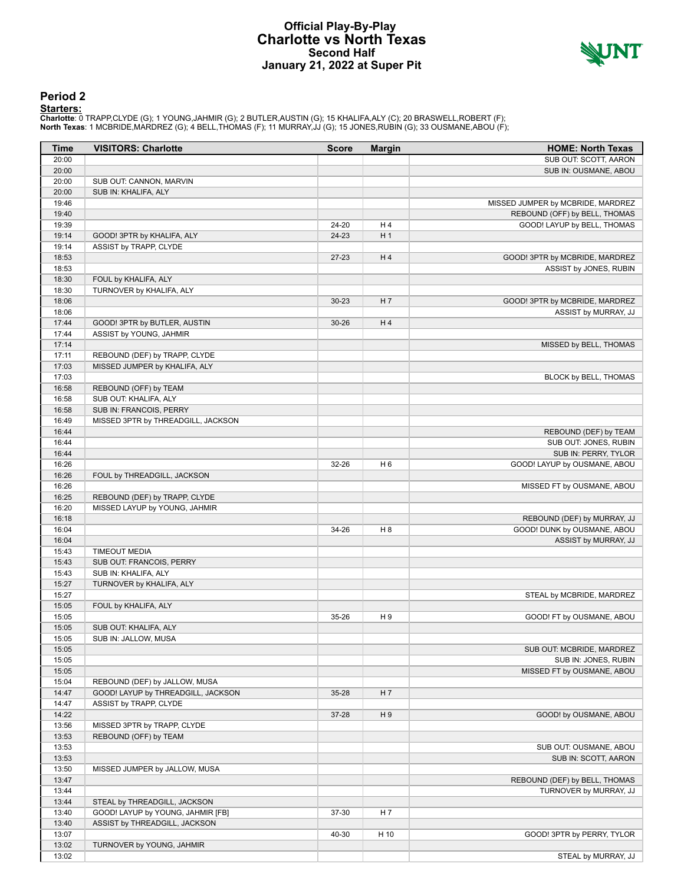# Official Play-By-Play
# Charlotte vs North Texas
## Second Half
## January 21, 2022 at Super Pit

### Period 2

**Starters:**

**Charlotte**: 0 TRAPP,CLYDE (G); 1 YOUNG,JAHMIR (G); 2 BUTLER,AUSTIN (G); 15 KHALIFA,ALY (C); 20 BRASWELL,ROBERT (F);
**North Texas**: 1 MCBRIDE,MARDREZ (G); 4 BELL,THOMAS (F); 11 MURRAY,JJ (G); 15 JONES,RUBIN (G); 33 OUSMANE,ABOU (F);

| Time | VISITORS: Charlotte | Score | Margin | HOME: North Texas |
|---|---|---|---|---|
| 20:00 | | | | SUB OUT: SCOTT, AARON |
| 20:00 | | | | SUB IN: OUSMANE, ABOU |
| 20:00 | SUB OUT: CANNON, MARVIN | | | |
| 20:00 | SUB IN: KHALIFA, ALY | | | |
| 19:46 | | | | MISSED JUMPER by MCBRIDE, MARDREZ |
| 19:40 | | | | REBOUND (OFF) by BELL, THOMAS |
| 19:39 | | 24-20 | H 4 | GOOD! LAYUP by BELL, THOMAS |
| 19:14 | GOOD! 3PTR by KHALIFA, ALY | 24-23 | H 1 | |
| 19:14 | ASSIST by TRAPP, CLYDE | | | |
| 18:53 | | 27-23 | H 4 | GOOD! 3PTR by MCBRIDE, MARDREZ |
| 18:53 | | | | ASSIST by JONES, RUBIN |
| 18:30 | FOUL by KHALIFA, ALY | | | |
| 18:30 | TURNOVER by KHALIFA, ALY | | | |
| 18:06 | | 30-23 | H 7 | GOOD! 3PTR by MCBRIDE, MARDREZ |
| 18:06 | | | | ASSIST by MURRAY, JJ |
| 17:44 | GOOD! 3PTR by BUTLER, AUSTIN | 30-26 | H 4 | |
| 17:44 | ASSIST by YOUNG, JAHMIR | | | |
| 17:14 | | | | MISSED by BELL, THOMAS |
| 17:11 | REBOUND (DEF) by TRAPP, CLYDE | | | |
| 17:03 | MISSED JUMPER by KHALIFA, ALY | | | |
| 17:03 | | | | BLOCK by BELL, THOMAS |
| 16:58 | REBOUND (OFF) by TEAM | | | |
| 16:58 | SUB OUT: KHALIFA, ALY | | | |
| 16:58 | SUB IN: FRANCOIS, PERRY | | | |
| 16:49 | MISSED 3PTR by THREADGILL, JACKSON | | | |
| 16:44 | | | | REBOUND (DEF) by TEAM |
| 16:44 | | | | SUB OUT: JONES, RUBIN |
| 16:44 | | | | SUB IN: PERRY, TYLOR |
| 16:26 | | 32-26 | H 6 | GOOD! LAYUP by OUSMANE, ABOU |
| 16:26 | FOUL by THREADGILL, JACKSON | | | |
| 16:26 | | | | MISSED FT by OUSMANE, ABOU |
| 16:25 | REBOUND (DEF) by TRAPP, CLYDE | | | |
| 16:20 | MISSED LAYUP by YOUNG, JAHMIR | | | |
| 16:18 | | | | REBOUND (DEF) by MURRAY, JJ |
| 16:04 | | 34-26 | H 8 | GOOD! DUNK by OUSMANE, ABOU |
| 16:04 | | | | ASSIST by MURRAY, JJ |
| 15:43 | TIMEOUT MEDIA | | | |
| 15:43 | SUB OUT: FRANCOIS, PERRY | | | |
| 15:43 | SUB IN: KHALIFA, ALY | | | |
| 15:27 | TURNOVER by KHALIFA, ALY | | | |
| 15:27 | | | | STEAL by MCBRIDE, MARDREZ |
| 15:05 | FOUL by KHALIFA, ALY | | | |
| 15:05 | | 35-26 | H 9 | GOOD! FT by OUSMANE, ABOU |
| 15:05 | SUB OUT: KHALIFA, ALY | | | |
| 15:05 | SUB IN: JALLOW, MUSA | | | |
| 15:05 | | | | SUB OUT: MCBRIDE, MARDREZ |
| 15:05 | | | | SUB IN: JONES, RUBIN |
| 15:05 | | | | MISSED FT by OUSMANE, ABOU |
| 15:04 | REBOUND (DEF) by JALLOW, MUSA | | | |
| 14:47 | GOOD! LAYUP by THREADGILL, JACKSON | 35-28 | H 7 | |
| 14:47 | ASSIST by TRAPP, CLYDE | | | |
| 14:22 | | 37-28 | H 9 | GOOD! by OUSMANE, ABOU |
| 13:56 | MISSED 3PTR by TRAPP, CLYDE | | | |
| 13:53 | REBOUND (OFF) by TEAM | | | |
| 13:53 | | | | SUB OUT: OUSMANE, ABOU |
| 13:53 | | | | SUB IN: SCOTT, AARON |
| 13:50 | MISSED JUMPER by JALLOW, MUSA | | | |
| 13:47 | | | | REBOUND (DEF) by BELL, THOMAS |
| 13:44 | | | | TURNOVER by MURRAY, JJ |
| 13:44 | STEAL by THREADGILL, JACKSON | | | |
| 13:40 | GOOD! LAYUP by YOUNG, JAHMIR [FB] | 37-30 | H 7 | |
| 13:40 | ASSIST by THREADGILL, JACKSON | | | |
| 13:07 | | 40-30 | H 10 | GOOD! 3PTR by PERRY, TYLOR |
| 13:02 | TURNOVER by YOUNG, JAHMIR | | | |
| 13:02 | | | | STEAL by MURRAY, JJ |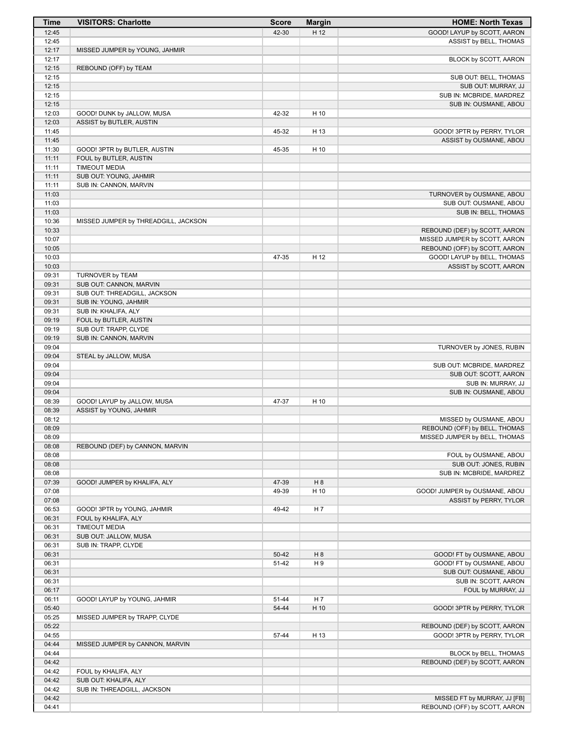| Time | VISITORS: Charlotte | Score | Margin | HOME: North Texas |
|---|---|---|---|---|
| 12:45 | | 42-30 | H 12 | GOOD! LAYUP by SCOTT, AARON |
| 12:45 | | | | ASSIST by BELL, THOMAS |
| 12:17 | MISSED JUMPER by YOUNG, JAHMIR | | | |
| 12:17 | | | | BLOCK by SCOTT, AARON |
| 12:15 | REBOUND (OFF) by TEAM | | | |
| 12:15 | | | | SUB OUT: BELL, THOMAS |
| 12:15 | | | | SUB OUT: MURRAY, JJ |
| 12:15 | | | | SUB IN: MCBRIDE, MARDREZ |
| 12:15 | | | | SUB IN: OUSMANE, ABOU |
| 12:03 | GOOD! DUNK by JALLOW, MUSA | 42-32 | H 10 | |
| 12:03 | ASSIST by BUTLER, AUSTIN | | | |
| 11:45 | | 45-32 | H 13 | GOOD! 3PTR by PERRY, TYLOR |
| 11:45 | | | | ASSIST by OUSMANE, ABOU |
| 11:30 | GOOD! 3PTR by BUTLER, AUSTIN | 45-35 | H 10 | |
| 11:11 | FOUL by BUTLER, AUSTIN | | | |
| 11:11 | TIMEOUT MEDIA | | | |
| 11:11 | SUB OUT: YOUNG, JAHMIR | | | |
| 11:11 | SUB IN: CANNON, MARVIN | | | |
| 11:03 | | | | TURNOVER by OUSMANE, ABOU |
| 11:03 | | | | SUB OUT: OUSMANE, ABOU |
| 11:03 | | | | SUB IN: BELL, THOMAS |
| 10:36 | MISSED JUMPER by THREADGILL, JACKSON | | | |
| 10:33 | | | | REBOUND (DEF) by SCOTT, AARON |
| 10:07 | | | | MISSED JUMPER by SCOTT, AARON |
| 10:05 | | | | REBOUND (OFF) by SCOTT, AARON |
| 10:03 | | 47-35 | H 12 | GOOD! LAYUP by BELL, THOMAS |
| 10:03 | | | | ASSIST by SCOTT, AARON |
| 09:31 | TURNOVER by TEAM | | | |
| 09:31 | SUB OUT: CANNON, MARVIN | | | |
| 09:31 | SUB OUT: THREADGILL, JACKSON | | | |
| 09:31 | SUB IN: YOUNG, JAHMIR | | | |
| 09:31 | SUB IN: KHALIFA, ALY | | | |
| 09:19 | FOUL by BUTLER, AUSTIN | | | |
| 09:19 | SUB OUT: TRAPP, CLYDE | | | |
| 09:19 | SUB IN: CANNON, MARVIN | | | |
| 09:04 | | | | TURNOVER by JONES, RUBIN |
| 09:04 | STEAL by JALLOW, MUSA | | | |
| 09:04 | | | | SUB OUT: MCBRIDE, MARDREZ |
| 09:04 | | | | SUB OUT: SCOTT, AARON |
| 09:04 | | | | SUB IN: MURRAY, JJ |
| 09:04 | | | | SUB IN: OUSMANE, ABOU |
| 08:39 | GOOD! LAYUP by JALLOW, MUSA | 47-37 | H 10 | |
| 08:39 | ASSIST by YOUNG, JAHMIR | | | |
| 08:12 | | | | MISSED by OUSMANE, ABOU |
| 08:09 | | | | REBOUND (OFF) by BELL, THOMAS |
| 08:09 | | | | MISSED JUMPER by BELL, THOMAS |
| 08:08 | REBOUND (DEF) by CANNON, MARVIN | | | |
| 08:08 | | | | FOUL by OUSMANE, ABOU |
| 08:08 | | | | SUB OUT: JONES, RUBIN |
| 08:08 | | | | SUB IN: MCBRIDE, MARDREZ |
| 07:39 | GOOD! JUMPER by KHALIFA, ALY | 47-39 | H 8 | |
| 07:08 | | 49-39 | H 10 | GOOD! JUMPER by OUSMANE, ABOU |
| 07:08 | | | | ASSIST by PERRY, TYLOR |
| 06:53 | GOOD! 3PTR by YOUNG, JAHMIR | 49-42 | H 7 | |
| 06:31 | FOUL by KHALIFA, ALY | | | |
| 06:31 | TIMEOUT MEDIA | | | |
| 06:31 | SUB OUT: JALLOW, MUSA | | | |
| 06:31 | SUB IN: TRAPP, CLYDE | | | |
| 06:31 | | 50-42 | H 8 | GOOD! FT by OUSMANE, ABOU |
| 06:31 | | 51-42 | H 9 | GOOD! FT by OUSMANE, ABOU |
| 06:31 | | | | SUB OUT: OUSMANE, ABOU |
| 06:31 | | | | SUB IN: SCOTT, AARON |
| 06:17 | | | | FOUL by MURRAY, JJ |
| 06:11 | GOOD! LAYUP by YOUNG, JAHMIR | 51-44 | H 7 | |
| 05:40 | | 54-44 | H 10 | GOOD! 3PTR by PERRY, TYLOR |
| 05:25 | MISSED JUMPER by TRAPP, CLYDE | | | |
| 05:22 | | | | REBOUND (DEF) by SCOTT, AARON |
| 04:55 | | 57-44 | H 13 | GOOD! 3PTR by PERRY, TYLOR |
| 04:44 | MISSED JUMPER by CANNON, MARVIN | | | |
| 04:44 | | | | BLOCK by BELL, THOMAS |
| 04:42 | | | | REBOUND (DEF) by SCOTT, AARON |
| 04:42 | FOUL by KHALIFA, ALY | | | |
| 04:42 | SUB OUT: KHALIFA, ALY | | | |
| 04:42 | SUB IN: THREADGILL, JACKSON | | | |
| 04:42 | | | | MISSED FT by MURRAY, JJ [FB] |
| 04:41 | | | | REBOUND (OFF) by SCOTT, AARON |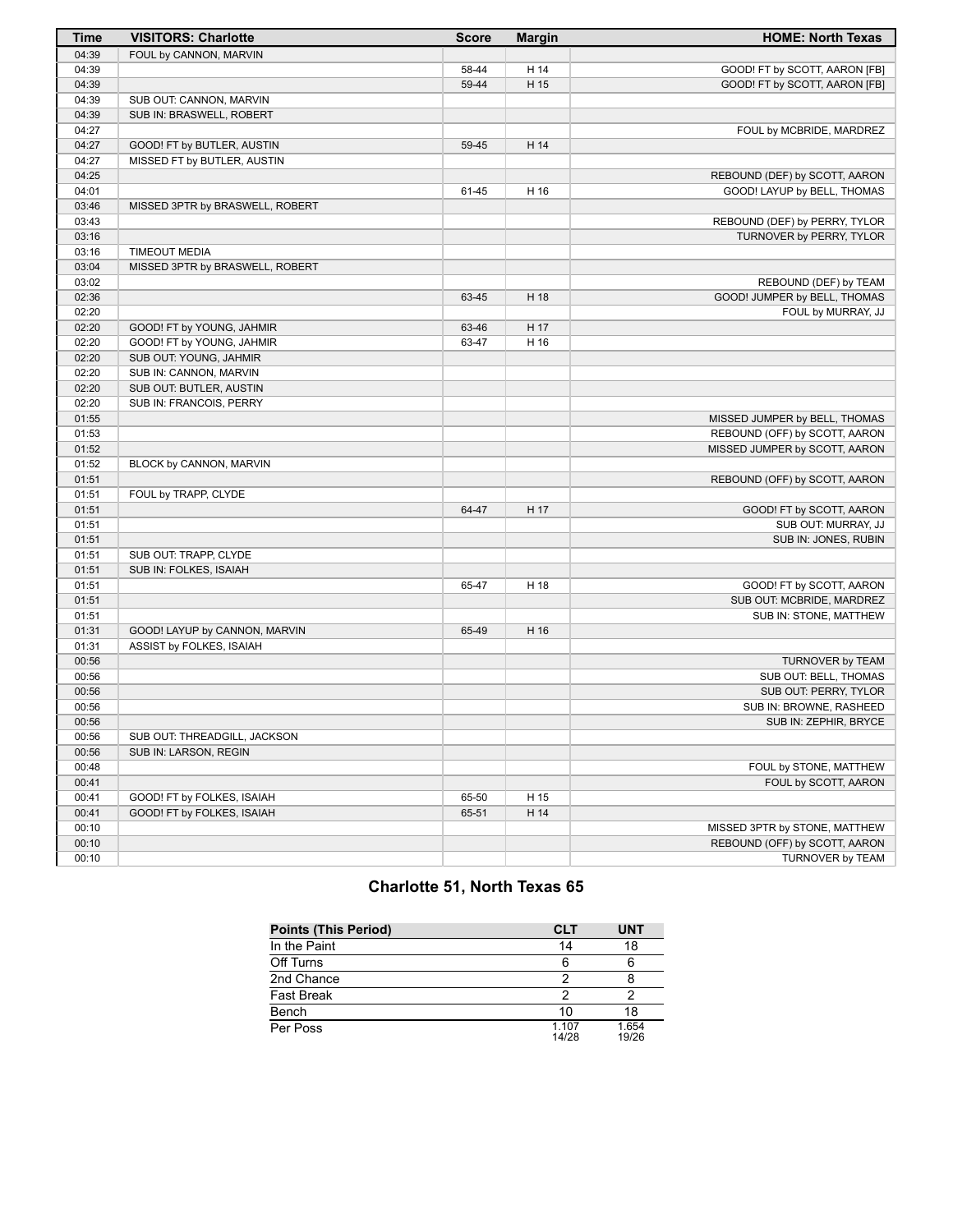| Time | VISITORS: Charlotte | Score | Margin | HOME: North Texas |
|---|---|---|---|---|
| 04:39 | FOUL by CANNON, MARVIN | | | |
| 04:39 | | 58-44 | H 14 | GOOD! FT by SCOTT, AARON [FB] |
| 04:39 | | 59-44 | H 15 | GOOD! FT by SCOTT, AARON [FB] |
| 04:39 | SUB OUT: CANNON, MARVIN | | | |
| 04:39 | SUB IN: BRASWELL, ROBERT | | | |
| 04:27 | | | | FOUL by MCBRIDE, MARDREZ |
| 04:27 | GOOD! FT by BUTLER, AUSTIN | 59-45 | H 14 | |
| 04:27 | MISSED FT by BUTLER, AUSTIN | | | |
| 04:25 | | | | REBOUND (DEF) by SCOTT, AARON |
| 04:01 | | 61-45 | H 16 | GOOD! LAYUP by BELL, THOMAS |
| 03:46 | MISSED 3PTR by BRASWELL, ROBERT | | | |
| 03:43 | | | | REBOUND (DEF) by PERRY, TYLOR |
| 03:16 | | | | TURNOVER by PERRY, TYLOR |
| 03:16 | TIMEOUT MEDIA | | | |
| 03:04 | MISSED 3PTR by BRASWELL, ROBERT | | | |
| 03:02 | | | | REBOUND (DEF) by TEAM |
| 02:36 | | 63-45 | H 18 | GOOD! JUMPER by BELL, THOMAS |
| 02:20 | | | | FOUL by MURRAY, JJ |
| 02:20 | GOOD! FT by YOUNG, JAHMIR | 63-46 | H 17 | |
| 02:20 | GOOD! FT by YOUNG, JAHMIR | 63-47 | H 16 | |
| 02:20 | SUB OUT: YOUNG, JAHMIR | | | |
| 02:20 | SUB IN: CANNON, MARVIN | | | |
| 02:20 | SUB OUT: BUTLER, AUSTIN | | | |
| 02:20 | SUB IN: FRANCOIS, PERRY | | | |
| 01:55 | | | | MISSED JUMPER by BELL, THOMAS |
| 01:53 | | | | REBOUND (OFF) by SCOTT, AARON |
| 01:52 | | | | MISSED JUMPER by SCOTT, AARON |
| 01:52 | BLOCK by CANNON, MARVIN | | | |
| 01:51 | | | | REBOUND (OFF) by SCOTT, AARON |
| 01:51 | FOUL by TRAPP, CLYDE | | | |
| 01:51 | | 64-47 | H 17 | GOOD! FT by SCOTT, AARON |
| 01:51 | | | | SUB OUT: MURRAY, JJ |
| 01:51 | | | | SUB IN: JONES, RUBIN |
| 01:51 | SUB OUT: TRAPP, CLYDE | | | |
| 01:51 | SUB IN: FOLKES, ISAIAH | | | |
| 01:51 | | 65-47 | H 18 | GOOD! FT by SCOTT, AARON |
| 01:51 | | | | SUB OUT: MCBRIDE, MARDREZ |
| 01:51 | | | | SUB IN: STONE, MATTHEW |
| 01:31 | GOOD! LAYUP by CANNON, MARVIN | 65-49 | H 16 | |
| 01:31 | ASSIST by FOLKES, ISAIAH | | | |
| 00:56 | | | | TURNOVER by TEAM |
| 00:56 | | | | SUB OUT: BELL, THOMAS |
| 00:56 | | | | SUB OUT: PERRY, TYLOR |
| 00:56 | | | | SUB IN: BROWNE, RASHEED |
| 00:56 | | | | SUB IN: ZEPHIR, BRYCE |
| 00:56 | SUB OUT: THREADGILL, JACKSON | | | |
| 00:56 | SUB IN: LARSON, REGIN | | | |
| 00:48 | | | | FOUL by STONE, MATTHEW |
| 00:41 | | | | FOUL by SCOTT, AARON |
| 00:41 | GOOD! FT by FOLKES, ISAIAH | 65-50 | H 15 | |
| 00:41 | GOOD! FT by FOLKES, ISAIAH | 65-51 | H 14 | |
| 00:10 | | | | MISSED 3PTR by STONE, MATTHEW |
| 00:10 | | | | REBOUND (OFF) by SCOTT, AARON |
| 00:10 | | | | TURNOVER by TEAM |

## Charlotte 51, North Texas 65

| Points (This Period) | CLT | UNT |
|---|---|---|
| In the Paint | 14 | 18 |
| Off Turns | 6 | 6 |
| 2nd Chance | 2 | 8 |
| Fast Break | 2 | 2 |
| Bench | 10 | 18 |
| Per Poss | 1.107 14/28 | 1.654 19/26 |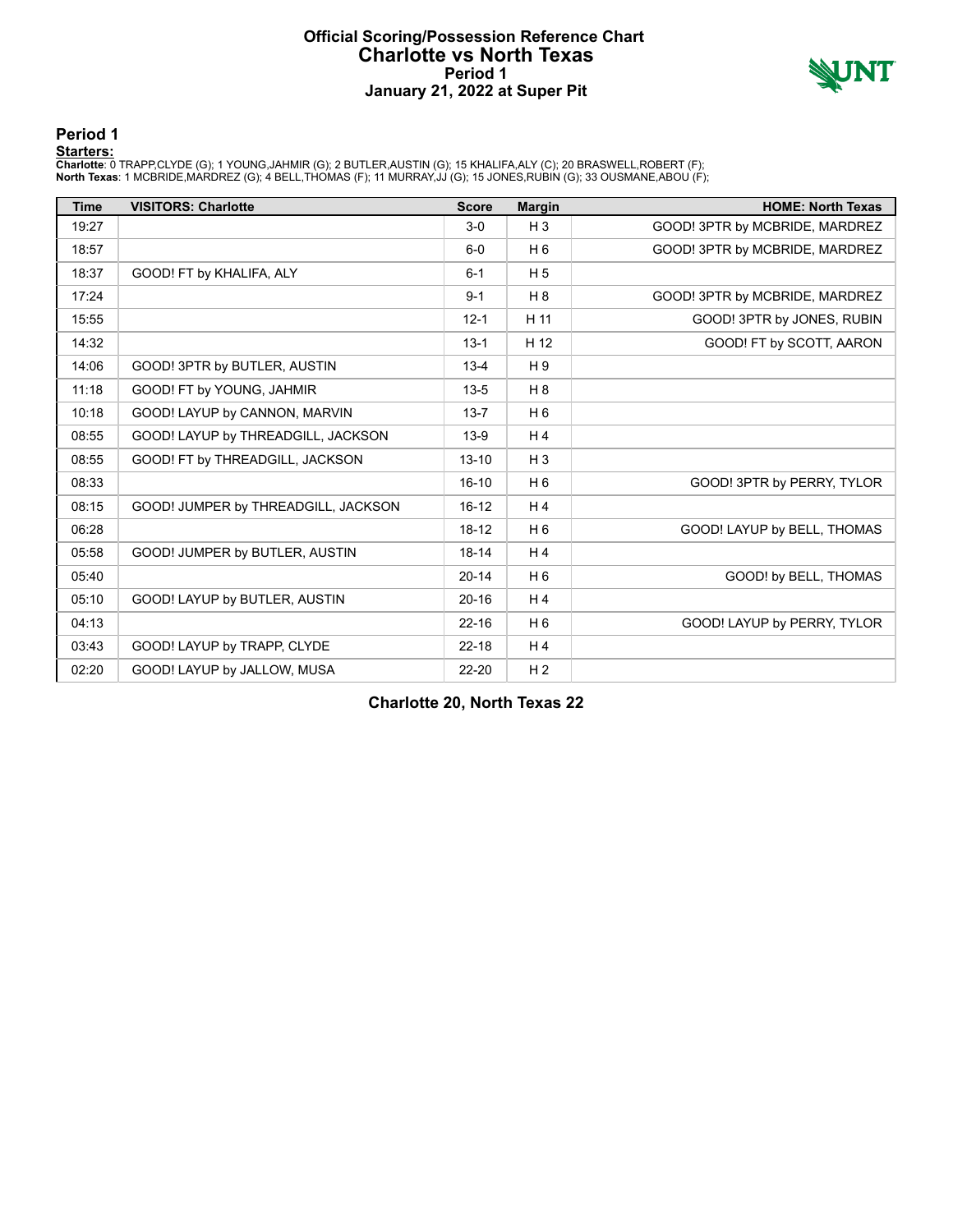# Official Scoring/Possession Reference Chart
## Charlotte vs North Texas
### Period 1
### January 21, 2022 at Super Pit

## Period 1

**Starters:**

**Charlotte**: 0 TRAPP,CLYDE (G); 1 YOUNG,JAHMIR (G); 2 BUTLER,AUSTIN (G); 15 KHALIFA,ALY (C); 20 BRASWELL,ROBERT (F);
**North Texas**: 1 MCBRIDE,MARDREZ (G); 4 BELL,THOMAS (F); 11 MURRAY,JJ (G); 15 JONES,RUBIN (G); 33 OUSMANE,ABOU (F);

| Time | VISITORS: Charlotte | Score | Margin | HOME: North Texas |
|---|---|---|---|---|
| 19:27 | | 3-0 | H 3 | GOOD! 3PTR by MCBRIDE, MARDREZ |
| 18:57 | | 6-0 | H 6 | GOOD! 3PTR by MCBRIDE, MARDREZ |
| 18:37 | GOOD! FT by KHALIFA, ALY | 6-1 | H 5 | |
| 17:24 | | 9-1 | H 8 | GOOD! 3PTR by MCBRIDE, MARDREZ |
| 15:55 | | 12-1 | H 11 | GOOD! 3PTR by JONES, RUBIN |
| 14:32 | | 13-1 | H 12 | GOOD! FT by SCOTT, AARON |
| 14:06 | GOOD! 3PTR by BUTLER, AUSTIN | 13-4 | H 9 | |
| 11:18 | GOOD! FT by YOUNG, JAHMIR | 13-5 | H 8 | |
| 10:18 | GOOD! LAYUP by CANNON, MARVIN | 13-7 | H 6 | |
| 08:55 | GOOD! LAYUP by THREADGILL, JACKSON | 13-9 | H 4 | |
| 08:55 | GOOD! FT by THREADGILL, JACKSON | 13-10 | H 3 | |
| 08:33 | | 16-10 | H 6 | GOOD! 3PTR by PERRY, TYLOR |
| 08:15 | GOOD! JUMPER by THREADGILL, JACKSON | 16-12 | H 4 | |
| 06:28 | | 18-12 | H 6 | GOOD! LAYUP by BELL, THOMAS |
| 05:58 | GOOD! JUMPER by BUTLER, AUSTIN | 18-14 | H 4 | |
| 05:40 | | 20-14 | H 6 | GOOD! by BELL, THOMAS |
| 05:10 | GOOD! LAYUP by BUTLER, AUSTIN | 20-16 | H 4 | |
| 04:13 | | 22-16 | H 6 | GOOD! LAYUP by PERRY, TYLOR |
| 03:43 | GOOD! LAYUP by TRAPP, CLYDE | 22-18 | H 4 | |
| 02:20 | GOOD! LAYUP by JALLOW, MUSA | 22-20 | H 2 | |

**Charlotte 20, North Texas 22**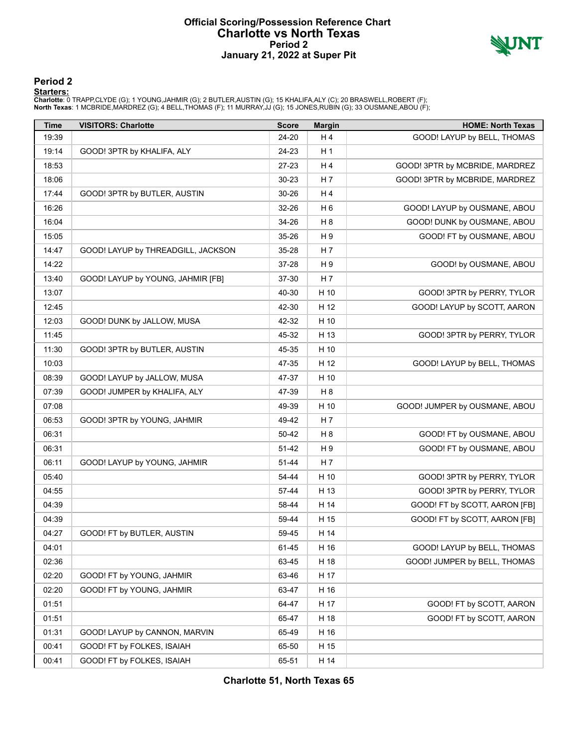# Official Scoring/Possession Reference Chart
# Charlotte vs North Texas
## Period 2
## January 21, 2022 at Super Pit

## Period 2

**Starters:**

**Charlotte**: 0 TRAPP,CLYDE (G); 1 YOUNG,JAHMIR (G); 2 BUTLER,AUSTIN (G); 15 KHALIFA,ALY (C); 20 BRASWELL,ROBERT (F);
**North Texas**: 1 MCBRIDE,MARDREZ (G); 4 BELL,THOMAS (F); 11 MURRAY,JJ (G); 15 JONES,RUBIN (G); 33 OUSMANE,ABOU (F);

| Time | VISITORS: Charlotte | Score | Margin | HOME: North Texas |
|---|---|---|---|---|
| 19:39 | | 24-20 | H 4 | GOOD! LAYUP by BELL, THOMAS |
| 19:14 | GOOD! 3PTR by KHALIFA, ALY | 24-23 | H 1 | |
| 18:53 | | 27-23 | H 4 | GOOD! 3PTR by MCBRIDE, MARDREZ |
| 18:06 | | 30-23 | H 7 | GOOD! 3PTR by MCBRIDE, MARDREZ |
| 17:44 | GOOD! 3PTR by BUTLER, AUSTIN | 30-26 | H 4 | |
| 16:26 | | 32-26 | H 6 | GOOD! LAYUP by OUSMANE, ABOU |
| 16:04 | | 34-26 | H 8 | GOOD! DUNK by OUSMANE, ABOU |
| 15:05 | | 35-26 | H 9 | GOOD! FT by OUSMANE, ABOU |
| 14:47 | GOOD! LAYUP by THREADGILL, JACKSON | 35-28 | H 7 | |
| 14:22 | | 37-28 | H 9 | GOOD! by OUSMANE, ABOU |
| 13:40 | GOOD! LAYUP by YOUNG, JAHMIR [FB] | 37-30 | H 7 | |
| 13:07 | | 40-30 | H 10 | GOOD! 3PTR by PERRY, TYLOR |
| 12:45 | | 42-30 | H 12 | GOOD! LAYUP by SCOTT, AARON |
| 12:03 | GOOD! DUNK by JALLOW, MUSA | 42-32 | H 10 | |
| 11:45 | | 45-32 | H 13 | GOOD! 3PTR by PERRY, TYLOR |
| 11:30 | GOOD! 3PTR by BUTLER, AUSTIN | 45-35 | H 10 | |
| 10:03 | | 47-35 | H 12 | GOOD! LAYUP by BELL, THOMAS |
| 08:39 | GOOD! LAYUP by JALLOW, MUSA | 47-37 | H 10 | |
| 07:39 | GOOD! JUMPER by KHALIFA, ALY | 47-39 | H 8 | |
| 07:08 | | 49-39 | H 10 | GOOD! JUMPER by OUSMANE, ABOU |
| 06:53 | GOOD! 3PTR by YOUNG, JAHMIR | 49-42 | H 7 | |
| 06:31 | | 50-42 | H 8 | GOOD! FT by OUSMANE, ABOU |
| 06:31 | | 51-42 | H 9 | GOOD! FT by OUSMANE, ABOU |
| 06:11 | GOOD! LAYUP by YOUNG, JAHMIR | 51-44 | H 7 | |
| 05:40 | | 54-44 | H 10 | GOOD! 3PTR by PERRY, TYLOR |
| 04:55 | | 57-44 | H 13 | GOOD! 3PTR by PERRY, TYLOR |
| 04:39 | | 58-44 | H 14 | GOOD! FT by SCOTT, AARON [FB] |
| 04:39 | | 59-44 | H 15 | GOOD! FT by SCOTT, AARON [FB] |
| 04:27 | GOOD! FT by BUTLER, AUSTIN | 59-45 | H 14 | |
| 04:01 | | 61-45 | H 16 | GOOD! LAYUP by BELL, THOMAS |
| 02:36 | | 63-45 | H 18 | GOOD! JUMPER by BELL, THOMAS |
| 02:20 | GOOD! FT by YOUNG, JAHMIR | 63-46 | H 17 | |
| 02:20 | GOOD! FT by YOUNG, JAHMIR | 63-47 | H 16 | |
| 01:51 | | 64-47 | H 17 | GOOD! FT by SCOTT, AARON |
| 01:51 | | 65-47 | H 18 | GOOD! FT by SCOTT, AARON |
| 01:31 | GOOD! LAYUP by CANNON, MARVIN | 65-49 | H 16 | |
| 00:41 | GOOD! FT by FOLKES, ISAIAH | 65-50 | H 15 | |
| 00:41 | GOOD! FT by FOLKES, ISAIAH | 65-51 | H 14 | |

**Charlotte 51, North Texas 65**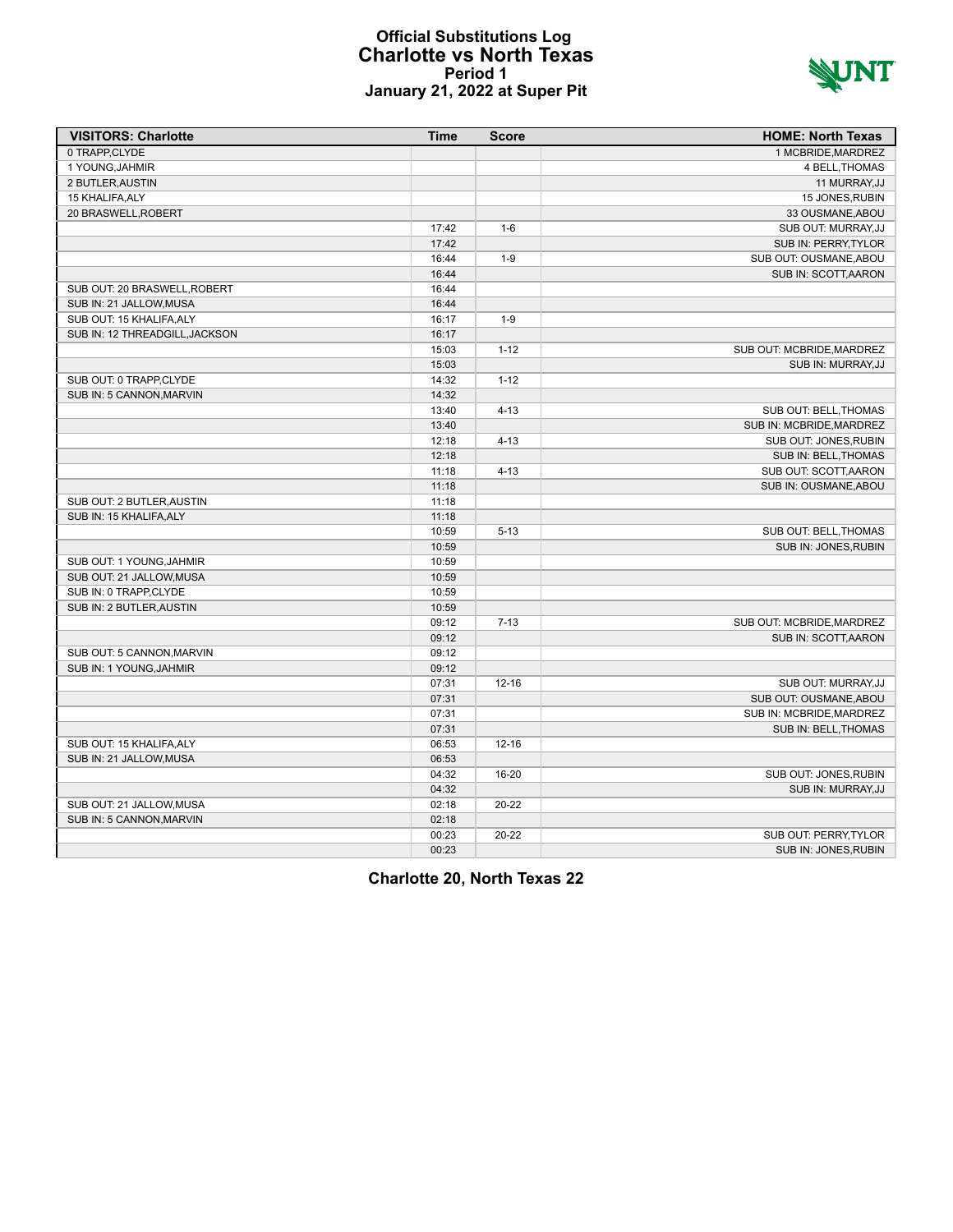# Official Substitutions Log
## Charlotte vs North Texas
### Period 1
### January 21, 2022 at Super Pit

| VISITORS: Charlotte | Time | Score | HOME: North Texas |
|---|---|---|---|
| 0 TRAPP,CLYDE | | | 1 MCBRIDE,MARDREZ |
| 1 YOUNG,JAHMIR | | | 4 BELL,THOMAS |
| 2 BUTLER,AUSTIN | | | 11 MURRAY,JJ |
| 15 KHALIFA,ALY | | | 15 JONES,RUBIN |
| 20 BRASWELL,ROBERT | | | 33 OUSMANE,ABOU |
| | 17:42 | 1-6 | SUB OUT: MURRAY,JJ |
| | 17:42 | | SUB IN: PERRY,TYLOR |
| | 16:44 | 1-9 | SUB OUT: OUSMANE,ABOU |
| | 16:44 | | SUB IN: SCOTT,AARON |
| SUB OUT: 20 BRASWELL,ROBERT | 16:44 | | |
| SUB IN: 21 JALLOW,MUSA | 16:44 | | |
| SUB OUT: 15 KHALIFA,ALY | 16:17 | 1-9 | |
| SUB IN: 12 THREADGILL,JACKSON | 16:17 | | |
| | 15:03 | 1-12 | SUB OUT: MCBRIDE,MARDREZ |
| | 15:03 | | SUB IN: MURRAY,JJ |
| SUB OUT: 0 TRAPP,CLYDE | 14:32 | 1-12 | |
| SUB IN: 5 CANNON,MARVIN | 14:32 | | |
| | 13:40 | 4-13 | SUB OUT: BELL,THOMAS |
| | 13:40 | | SUB IN: MCBRIDE,MARDREZ |
| | 12:18 | 4-13 | SUB OUT: JONES,RUBIN |
| | 12:18 | | SUB IN: BELL,THOMAS |
| | 11:18 | 4-13 | SUB OUT: SCOTT,AARON |
| | 11:18 | | SUB IN: OUSMANE,ABOU |
| SUB OUT: 2 BUTLER,AUSTIN | 11:18 | | |
| SUB IN: 15 KHALIFA,ALY | 11:18 | | |
| | 10:59 | 5-13 | SUB OUT: BELL,THOMAS |
| | 10:59 | | SUB IN: JONES,RUBIN |
| SUB OUT: 1 YOUNG,JAHMIR | 10:59 | | |
| SUB OUT: 21 JALLOW,MUSA | 10:59 | | |
| SUB IN: 0 TRAPP,CLYDE | 10:59 | | |
| SUB IN: 2 BUTLER,AUSTIN | 10:59 | | |
| | 09:12 | 7-13 | SUB OUT: MCBRIDE,MARDREZ |
| | 09:12 | | SUB IN: SCOTT,AARON |
| SUB OUT: 5 CANNON,MARVIN | 09:12 | | |
| SUB IN: 1 YOUNG,JAHMIR | 09:12 | | |
| | 07:31 | 12-16 | SUB OUT: MURRAY,JJ |
| | 07:31 | | SUB OUT: OUSMANE,ABOU |
| | 07:31 | | SUB IN: MCBRIDE,MARDREZ |
| | 07:31 | | SUB IN: BELL,THOMAS |
| SUB OUT: 15 KHALIFA,ALY | 06:53 | 12-16 | |
| SUB IN: 21 JALLOW,MUSA | 06:53 | | |
| | 04:32 | 16-20 | SUB OUT: JONES,RUBIN |
| | 04:32 | | SUB IN: MURRAY,JJ |
| SUB OUT: 21 JALLOW,MUSA | 02:18 | 20-22 | |
| SUB IN: 5 CANNON,MARVIN | 02:18 | | |
| | 00:23 | 20-22 | SUB OUT: PERRY,TYLOR |
| | 00:23 | | SUB IN: JONES,RUBIN |

**Charlotte 20, North Texas 22**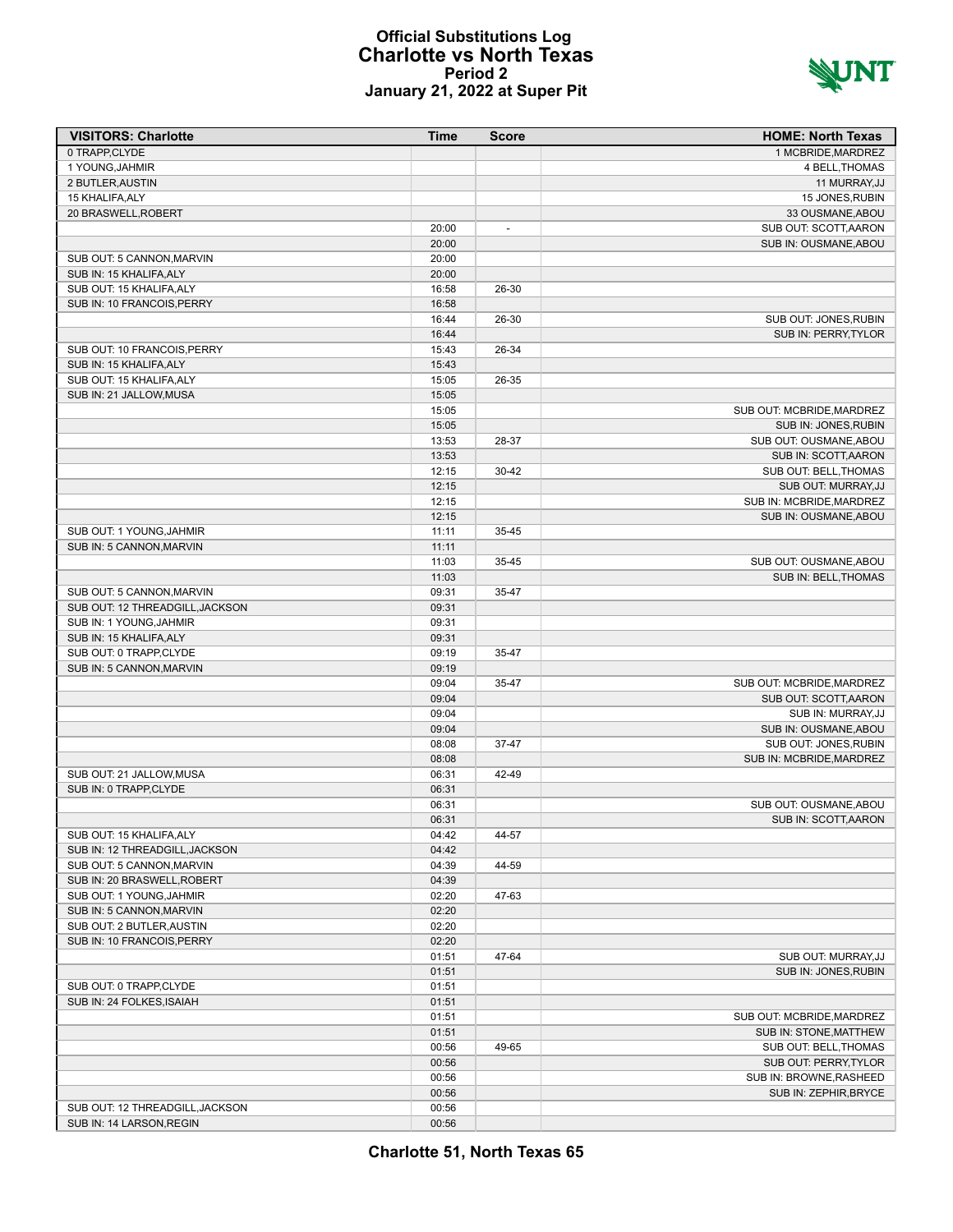# Official Substitutions Log
## Charlotte vs North Texas
### Period 2
### January 21, 2022 at Super Pit

| VISITORS: Charlotte | Time | Score | HOME: North Texas |
|---|---|---|---|
| 0 TRAPP,CLYDE | | | 1 MCBRIDE,MARDREZ |
| 1 YOUNG,JAHMIR | | | 4 BELL,THOMAS |
| 2 BUTLER,AUSTIN | | | 11 MURRAY,JJ |
| 15 KHALIFA,ALY | | | 15 JONES,RUBIN |
| 20 BRASWELL,ROBERT | | | 33 OUSMANE,ABOU |
| | 20:00 | - | SUB OUT: SCOTT,AARON |
| | 20:00 | | SUB IN: OUSMANE,ABOU |
| SUB OUT: 5 CANNON,MARVIN | 20:00 | | |
| SUB IN: 15 KHALIFA,ALY | 20:00 | | |
| SUB OUT: 15 KHALIFA,ALY | 16:58 | 26-30 | |
| SUB IN: 10 FRANCOIS,PERRY | 16:58 | | |
| | 16:44 | 26-30 | SUB OUT: JONES,RUBIN |
| | 16:44 | | SUB IN: PERRY,TYLOR |
| SUB OUT: 10 FRANCOIS,PERRY | 15:43 | 26-34 | |
| SUB IN: 15 KHALIFA,ALY | 15:43 | | |
| SUB OUT: 15 KHALIFA,ALY | 15:05 | 26-35 | |
| SUB IN: 21 JALLOW,MUSA | 15:05 | | |
| | 15:05 | | SUB OUT: MCBRIDE,MARDREZ |
| | 15:05 | | SUB IN: JONES,RUBIN |
| | 13:53 | 28-37 | SUB OUT: OUSMANE,ABOU |
| | 13:53 | | SUB IN: SCOTT,AARON |
| | 12:15 | 30-42 | SUB OUT: BELL,THOMAS |
| | 12:15 | | SUB OUT: MURRAY,JJ |
| | 12:15 | | SUB IN: MCBRIDE,MARDREZ |
| | 12:15 | | SUB IN: OUSMANE,ABOU |
| SUB OUT: 1 YOUNG,JAHMIR | 11:11 | 35-45 | |
| SUB IN: 5 CANNON,MARVIN | 11:11 | | |
| | 11:03 | 35-45 | SUB OUT: OUSMANE,ABOU |
| | 11:03 | | SUB IN: BELL,THOMAS |
| SUB OUT: 5 CANNON,MARVIN | 09:31 | 35-47 | |
| SUB OUT: 12 THREADGILL,JACKSON | 09:31 | | |
| SUB IN: 1 YOUNG,JAHMIR | 09:31 | | |
| SUB IN: 15 KHALIFA,ALY | 09:31 | | |
| SUB OUT: 0 TRAPP,CLYDE | 09:19 | 35-47 | |
| SUB IN: 5 CANNON,MARVIN | 09:19 | | |
| | 09:04 | 35-47 | SUB OUT: MCBRIDE,MARDREZ |
| | 09:04 | | SUB OUT: SCOTT,AARON |
| | 09:04 | | SUB IN: MURRAY,JJ |
| | 09:04 | | SUB IN: OUSMANE,ABOU |
| | 08:08 | 37-47 | SUB OUT: JONES,RUBIN |
| | 08:08 | | SUB IN: MCBRIDE,MARDREZ |
| SUB OUT: 21 JALLOW,MUSA | 06:31 | 42-49 | |
| SUB IN: 0 TRAPP,CLYDE | 06:31 | | |
| | 06:31 | | SUB OUT: OUSMANE,ABOU |
| | 06:31 | | SUB IN: SCOTT,AARON |
| SUB OUT: 15 KHALIFA,ALY | 04:42 | 44-57 | |
| SUB IN: 12 THREADGILL,JACKSON | 04:42 | | |
| SUB OUT: 5 CANNON,MARVIN | 04:39 | 44-59 | |
| SUB IN: 20 BRASWELL,ROBERT | 04:39 | | |
| SUB OUT: 1 YOUNG,JAHMIR | 02:20 | 47-63 | |
| SUB IN: 5 CANNON,MARVIN | 02:20 | | |
| SUB OUT: 2 BUTLER,AUSTIN | 02:20 | | |
| SUB IN: 10 FRANCOIS,PERRY | 02:20 | | |
| | 01:51 | 47-64 | SUB OUT: MURRAY,JJ |
| | 01:51 | | SUB IN: JONES,RUBIN |
| SUB OUT: 0 TRAPP,CLYDE | 01:51 | | |
| SUB IN: 24 FOLKES,ISAIAH | 01:51 | | |
| | 01:51 | | SUB OUT: MCBRIDE,MARDREZ |
| | 01:51 | | SUB IN: STONE,MATTHEW |
| | 00:56 | 49-65 | SUB OUT: BELL,THOMAS |
| | 00:56 | | SUB OUT: PERRY,TYLOR |
| | 00:56 | | SUB IN: BROWNE,RASHEED |
| | 00:56 | | SUB IN: ZEPHIR,BRYCE |
| SUB OUT: 12 THREADGILL,JACKSON | 00:56 | | |
| SUB IN: 14 LARSON,REGIN | 00:56 | | |

**Charlotte 51, North Texas 65**